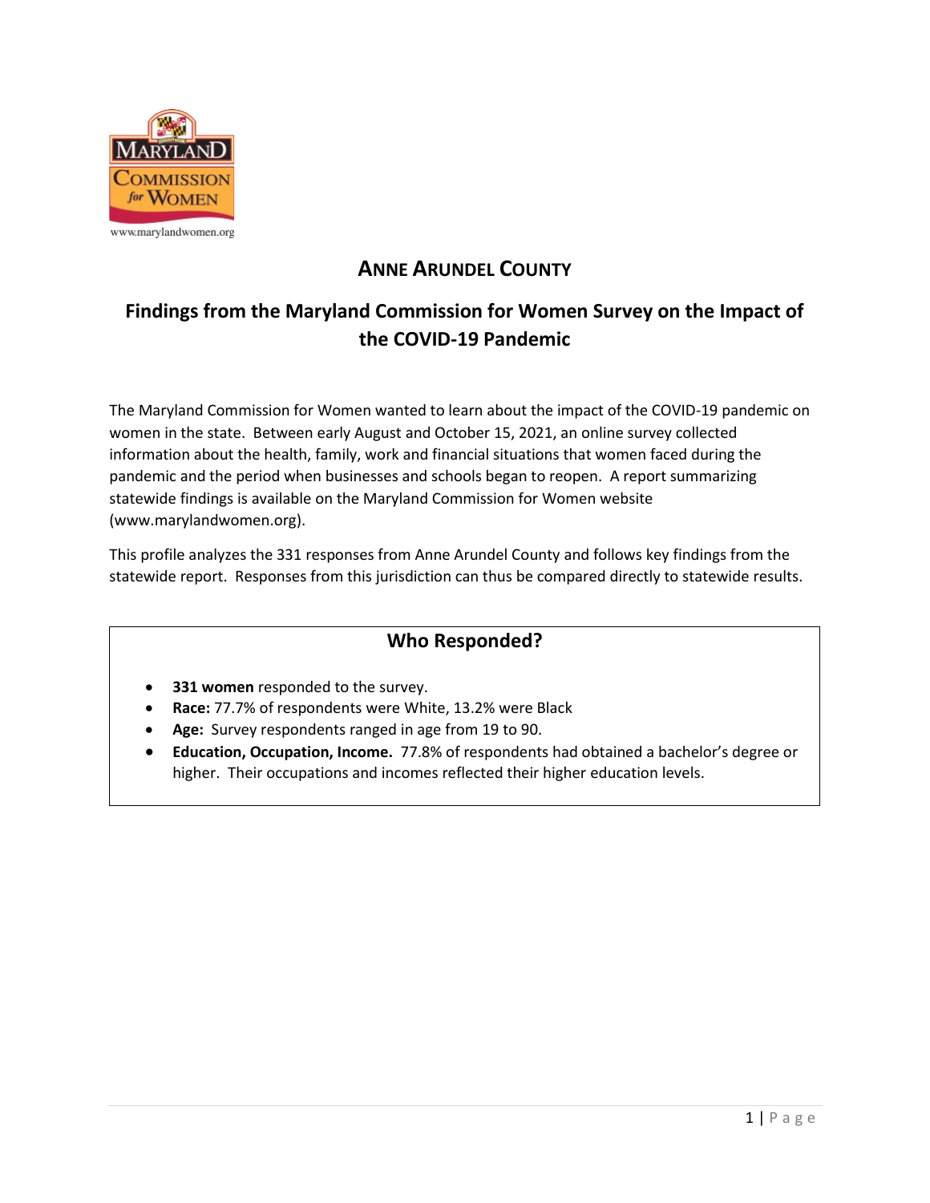# ANNE ARUNDEL COUNTY

## Findings from the Maryland Commission for Women Survey on the Impact of the COVID-19 Pandemic

The Maryland Commission for Women wanted to learn about the impact of the COVID-19 pandemic on women in the state. Between early August and October 15, 2021, an online survey collected information about the health, family, work and financial situations that women faced during the pandemic and the period when businesses and schools began to reopen. A report summarizing statewide findings is available on the Maryland Commission for Women website (www.marylandwomen.org).

This profile analyzes the 331 responses from Anne Arundel County and follows key findings from the statewide report. Responses from this jurisdiction can thus be compared directly to statewide results.

### Who Responded?

- **331 women** responded to the survey.
- **Race:** 77.7% of respondents were White, 13.2% were Black
- **Age:** Survey respondents ranged in age from 19 to 90.
- **Education, Occupation, Income.** 77.8% of respondents had obtained a bachelor's degree or higher. Their occupations and incomes reflected their higher education levels.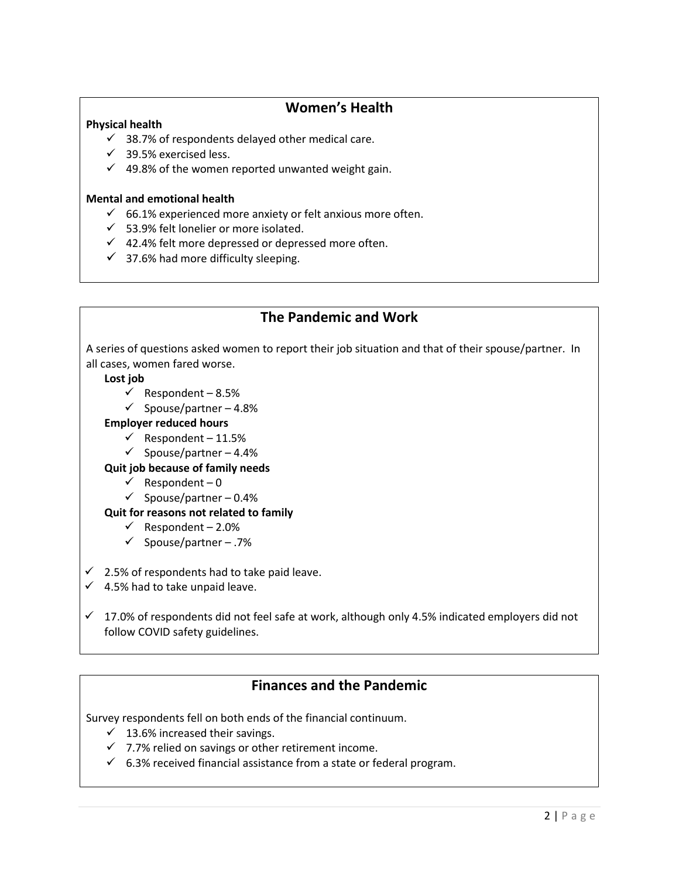## Women's Health

**Physical health**

- ✓ 38.7% of respondents delayed other medical care.
- ✓ 39.5% exercised less.
- ✓ 49.8% of the women reported unwanted weight gain.

**Mental and emotional health**

- ✓ 66.1% experienced more anxiety or felt anxious more often.
- ✓ 53.9% felt lonelier or more isolated.
- ✓ 42.4% felt more depressed or depressed more often.
- ✓ 37.6% had more difficulty sleeping.

## The Pandemic and Work

A series of questions asked women to report their job situation and that of their spouse/partner. In all cases, women fared worse.

**Lost job**

- ✓ Respondent – 8.5%
- ✓ Spouse/partner – 4.8%

**Employer reduced hours**

- ✓ Respondent – 11.5%
- ✓ Spouse/partner – 4.4%

**Quit job because of family needs**

- ✓ Respondent – 0
- ✓ Spouse/partner – 0.4%

**Quit for reasons not related to family**

- ✓ Respondent – 2.0%
- ✓ Spouse/partner – .7%

- ✓ 2.5% of respondents had to take paid leave.
- ✓ 4.5% had to take unpaid leave.

- ✓ 17.0% of respondents did not feel safe at work, although only 4.5% indicated employers did not follow COVID safety guidelines.

## Finances and the Pandemic

Survey respondents fell on both ends of the financial continuum.

- ✓ 13.6% increased their savings.
- ✓ 7.7% relied on savings or other retirement income.
- ✓ 6.3% received financial assistance from a state or federal program.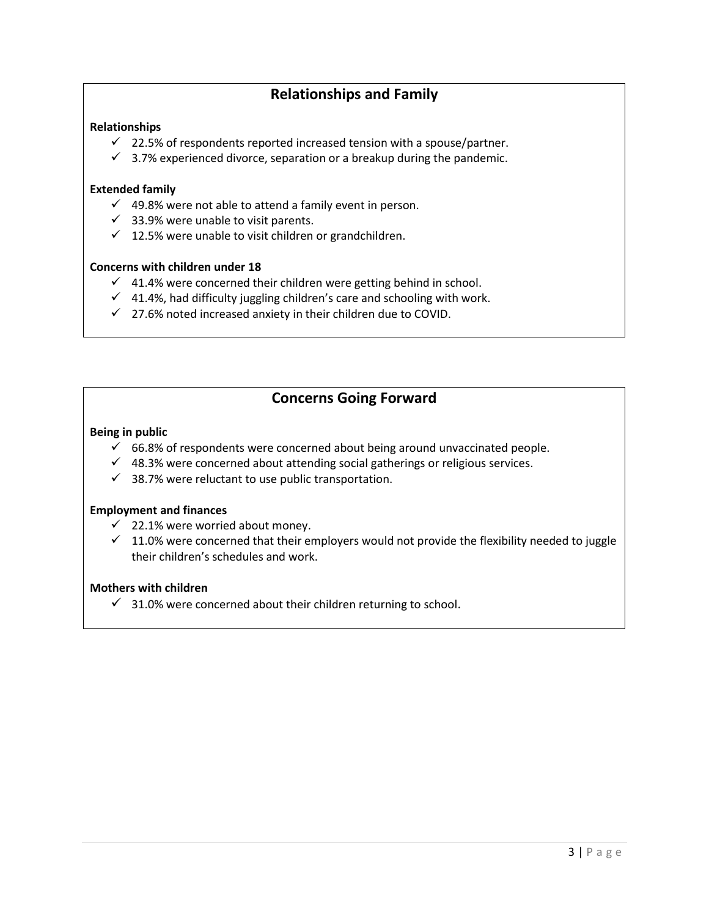## Relationships and Family

**Relationships**

- ✓ 22.5% of respondents reported increased tension with a spouse/partner.
- ✓ 3.7% experienced divorce, separation or a breakup during the pandemic.

**Extended family**

- ✓ 49.8% were not able to attend a family event in person.
- ✓ 33.9% were unable to visit parents.
- ✓ 12.5% were unable to visit children or grandchildren.

**Concerns with children under 18**

- ✓ 41.4% were concerned their children were getting behind in school.
- ✓ 41.4%, had difficulty juggling children's care and schooling with work.
- ✓ 27.6% noted increased anxiety in their children due to COVID.

## Concerns Going Forward

**Being in public**

- ✓ 66.8% of respondents were concerned about being around unvaccinated people.
- ✓ 48.3% were concerned about attending social gatherings or religious services.
- ✓ 38.7% were reluctant to use public transportation.

**Employment and finances**

- ✓ 22.1% were worried about money.
- ✓ 11.0% were concerned that their employers would not provide the flexibility needed to juggle their children's schedules and work.

**Mothers with children**

- ✓ 31.0% were concerned about their children returning to school.